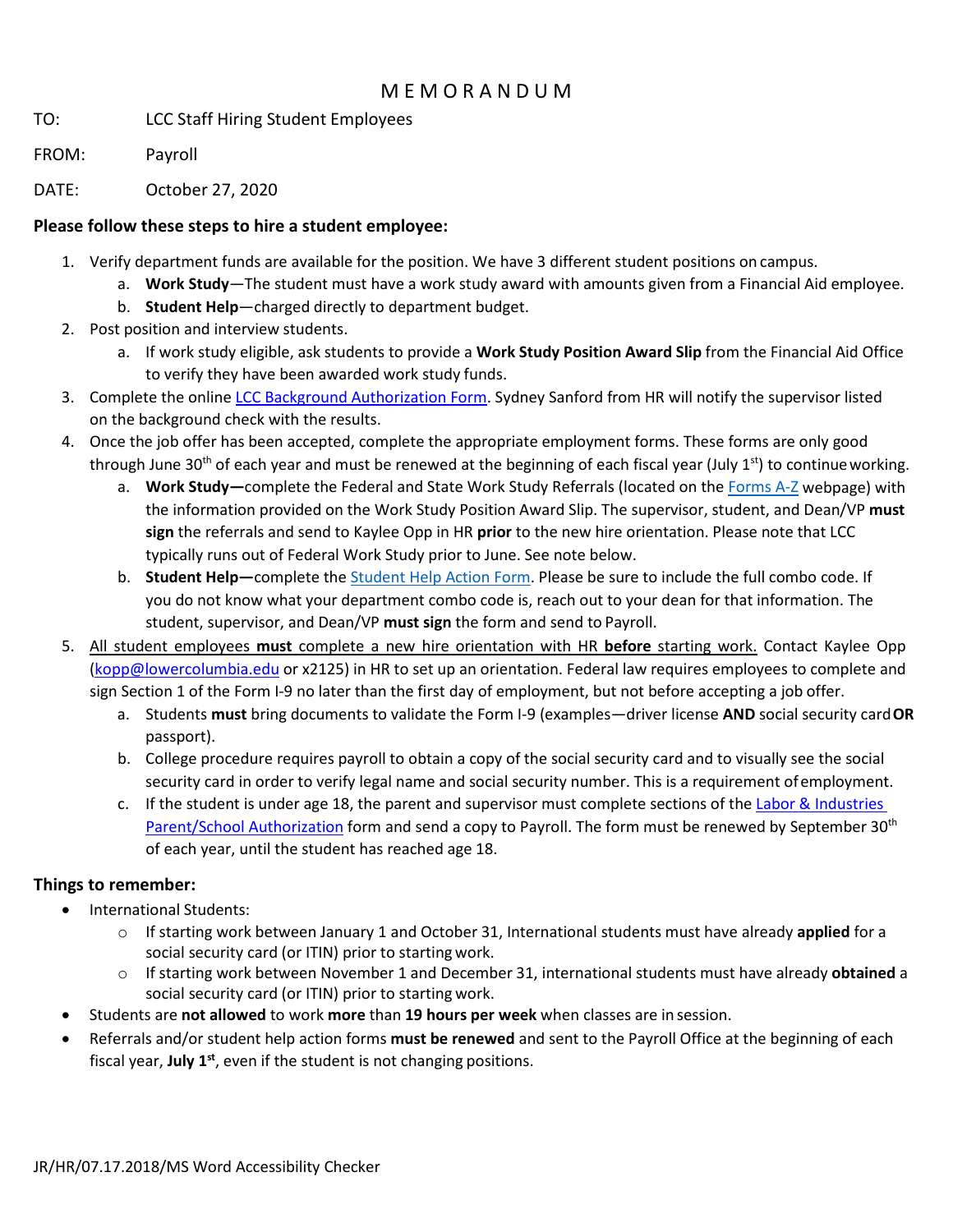# MEMORANDUM

TO: LCC Staff Hiring Student Employees

FROM: Payroll

DATE: October 27, 2020

**Please follow these steps to hire a student employee:**

1. Verify department funds are available for the position. We have 3 different student positions on campus.
   a. **Work Study**—The student must have a work study award with amounts given from a Financial Aid employee.
   b. **Student Help**—charged directly to department budget.
2. Post position and interview students.
   a. If work study eligible, ask students to provide a **Work Study Position Award Slip** from the Financial Aid Office to verify they have been awarded work study funds.
3. Complete the online [LCC Background Authorization Form](). Sydney Sanford from HR will notify the supervisor listed on the background check with the results.
4. Once the job offer has been accepted, complete the appropriate employment forms. These forms are only good through June 30th of each year and must be renewed at the beginning of each fiscal year (July 1st) to continue working.
   a. **Work Study—**complete the Federal and State Work Study Referrals (located on the [Forms A-Z]() webpage) with the information provided on the Work Study Position Award Slip. The supervisor, student, and Dean/VP **must sign** the referrals and send to Kaylee Opp in HR **prior** to the new hire orientation. Please note that LCC typically runs out of Federal Work Study prior to June. See note below.
   b. **Student Help—**complete the [Student Help Action Form](). Please be sure to include the full combo code. If you do not know what your department combo code is, reach out to your dean for that information. The student, supervisor, and Dean/VP **must sign** the form and send to Payroll.
5. <u>All student employees **must** complete a new hire orientation with HR **before** starting work.</u> Contact Kaylee Opp ([kopp@lowercolumbia.edu](mailto:kopp@lowercolumbia.edu) or x2125) in HR to set up an orientation. Federal law requires employees to complete and sign Section 1 of the Form I-9 no later than the first day of employment, but not before accepting a job offer.
   a. Students **must** bring documents to validate the Form I-9 (examples—driver license **AND** social security card **OR** passport).
   b. College procedure requires payroll to obtain a copy of the social security card and to visually see the social security card in order to verify legal name and social security number. This is a requirement of employment.
   c. If the student is under age 18, the parent and supervisor must complete sections of the [Labor & Industries Parent/School Authorization]() form and send a copy to Payroll. The form must be renewed by September 30th of each year, until the student has reached age 18.

**Things to remember:**

- International Students:
  - If starting work between January 1 and October 31, International students must have already **applied** for a social security card (or ITIN) prior to starting work.
  - If starting work between November 1 and December 31, international students must have already **obtained** a social security card (or ITIN) prior to starting work.
- Students are **not allowed** to work **more** than **19 hours per week** when classes are in session.
- Referrals and/or student help action forms **must be renewed** and sent to the Payroll Office at the beginning of each fiscal year, **July 1st**, even if the student is not changing positions.

JR/HR/07.17.2018/MS Word Accessibility Checker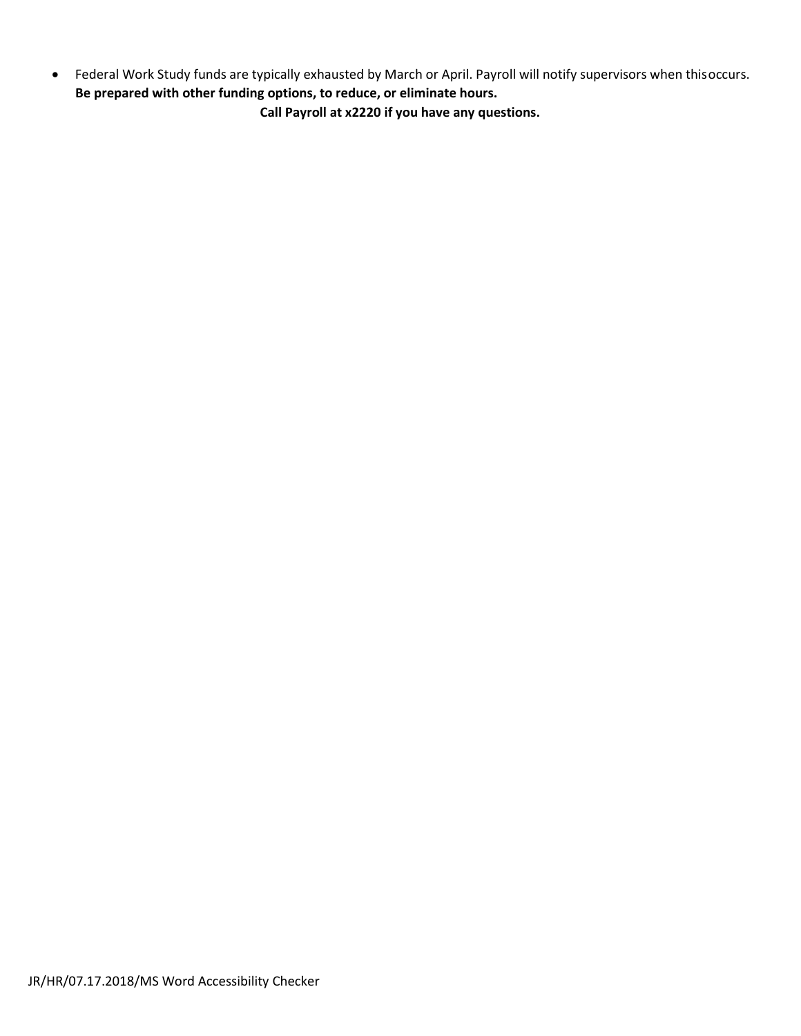- Federal Work Study funds are typically exhausted by March or April. Payroll will notify supervisors when thisoccurs. **Be prepared with other funding options, to reduce, or eliminate hours.**

**Call Payroll at x2220 if you have any questions.**

JR/HR/07.17.2018/MS Word Accessibility Checker